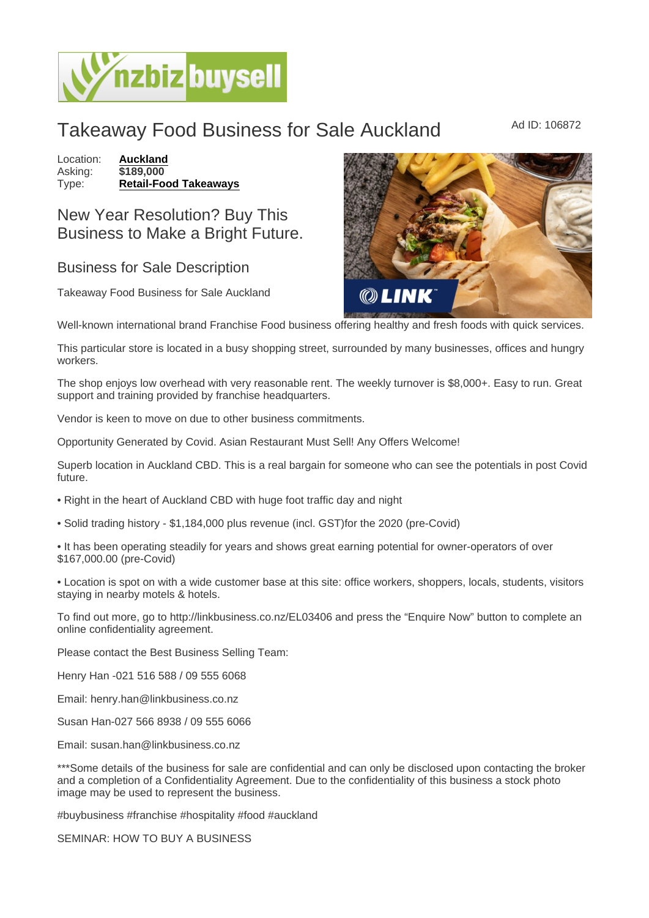# Takeaway Food Business for Sale Auckland

Ad ID: 106872

Location: **Auckland**
Asking: **$189,000**
Type: **Retail-Food Takeaways**

## New Year Resolution? Buy This Business to Make a Bright Future.

### Business for Sale Description

Takeaway Food Business for Sale Auckland

Well-known international brand Franchise Food business offering healthy and fresh foods with quick services.

This particular store is located in a busy shopping street, surrounded by many businesses, offices and hungry workers.

The shop enjoys low overhead with very reasonable rent. The weekly turnover is $8,000+. Easy to run. Great support and training provided by franchise headquarters.

Vendor is keen to move on due to other business commitments.

Opportunity Generated by Covid. Asian Restaurant Must Sell! Any Offers Welcome!

Superb location in Auckland CBD. This is a real bargain for someone who can see the potentials in post Covid future.

• Right in the heart of Auckland CBD with huge foot traffic day and night

• Solid trading history - $1,184,000 plus revenue (incl. GST)for the 2020 (pre-Covid)

• It has been operating steadily for years and shows great earning potential for owner-operators of over $167,000.00 (pre-Covid)

• Location is spot on with a wide customer base at this site: office workers, shoppers, locals, students, visitors staying in nearby motels & hotels.

To find out more, go to http://linkbusiness.co.nz/EL03406 and press the "Enquire Now" button to complete an online confidentiality agreement.

Please contact the Best Business Selling Team:

Henry Han -021 516 588 / 09 555 6068

Email: henry.han@linkbusiness.co.nz

Susan Han-027 566 8938 / 09 555 6066

Email: susan.han@linkbusiness.co.nz

***Some details of the business for sale are confidential and can only be disclosed upon contacting the broker and a completion of a Confidentiality Agreement. Due to the confidentiality of this business a stock photo image may be used to represent the business.

#buybusiness #franchise #hospitality #food #auckland

SEMINAR: HOW TO BUY A BUSINESS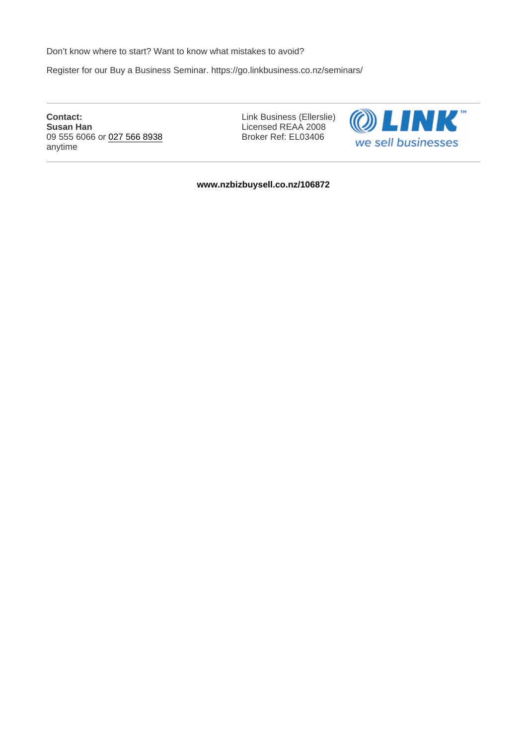Don't know where to start? Want to know what mistakes to avoid?

Register for our Buy a Business Seminar. https://go.linkbusiness.co.nz/seminars/

---

**Contact:**
**Susan Han**
09 555 6066 or 027 566 8938
anytime

Link Business (Ellerslie)
Licensed REAA 2008
Broker Ref: EL03406

LINK™ we sell businesses

---

**www.nzbizbuysell.co.nz/106872**